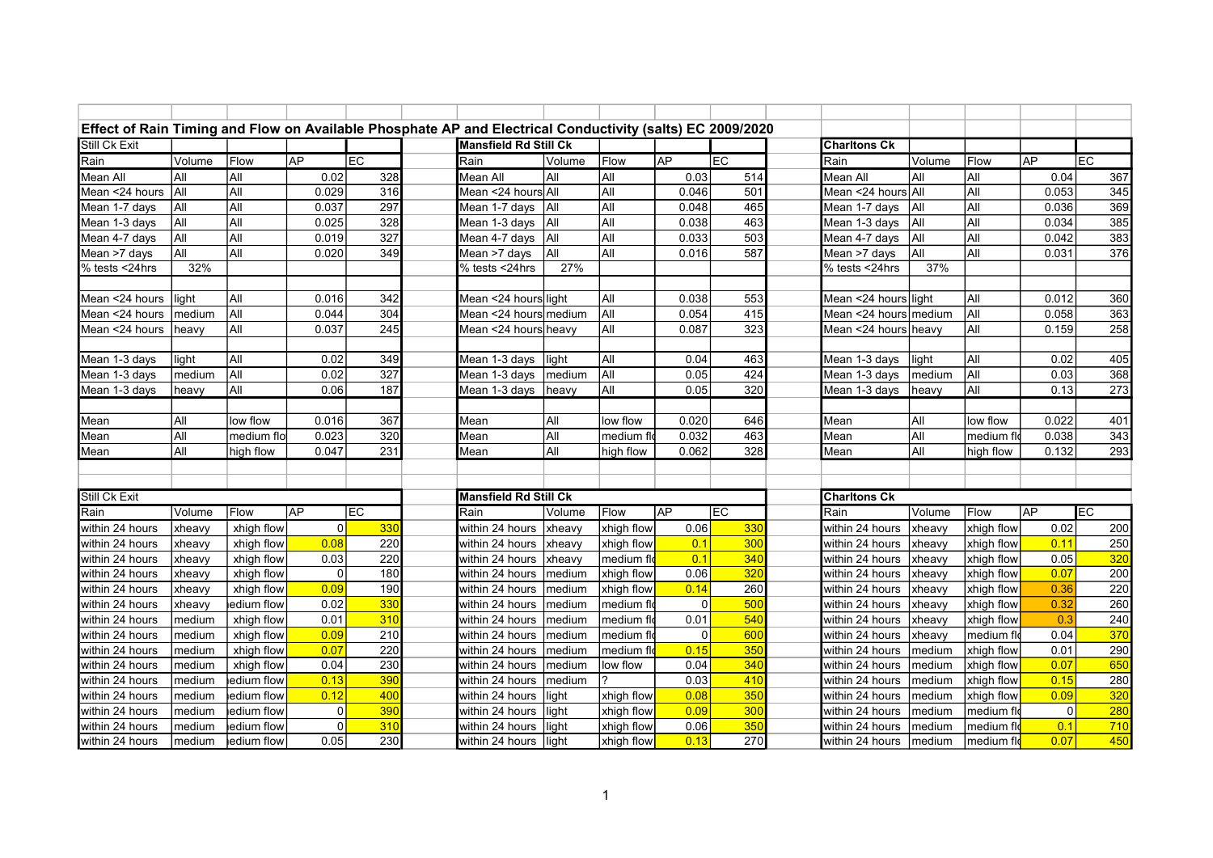# Effect of Rain Timing and Flow on Available Phosphate AP and Electrical Conductivity (salts) EC 2009/2020

**Still Ck Exit**

| Rain | Volume | Flow | AP | EC |
|---|---|---|---|---|
| Mean All | All | All | 0.02 | 328 |
| Mean <24 hours | All | All | 0.029 | 316 |
| Mean 1-7 days | All | All | 0.037 | 297 |
| Mean 1-3 days | All | All | 0.025 | 328 |
| Mean 4-7 days | All | All | 0.019 | 327 |
| Mean >7 days | All | All | 0.020 | 349 |
| % tests <24hrs | 32% | | | |
| | | | | |
| Mean <24 hours | light | All | 0.016 | 342 |
| Mean <24 hours | medium | All | 0.044 | 304 |
| Mean <24 hours | heavy | All | 0.037 | 245 |
| | | | | |
| Mean 1-3 days | light | All | 0.02 | 349 |
| Mean 1-3 days | medium | All | 0.02 | 327 |
| Mean 1-3 days | heavy | All | 0.06 | 187 |
| | | | | |
| Mean | All | low flow | 0.016 | 367 |
| Mean | All | medium flo | 0.023 | 320 |
| Mean | All | high flow | 0.047 | 231 |

**Mansfield Rd Still Ck**

| Rain | Volume | Flow | AP | EC |
|---|---|---|---|---|
| Mean All | All | All | 0.03 | 514 |
| Mean <24 hours | All | All | 0.046 | 501 |
| Mean 1-7 days | All | All | 0.048 | 465 |
| Mean 1-3 days | All | All | 0.038 | 463 |
| Mean 4-7 days | All | All | 0.033 | 503 |
| Mean >7 days | All | All | 0.016 | 587 |
| % tests <24hrs | 27% | | | |
| | | | | |
| Mean <24 hours | light | All | 0.038 | 553 |
| Mean <24 hours | medium | All | 0.054 | 415 |
| Mean <24 hours | heavy | All | 0.087 | 323 |
| | | | | |
| Mean 1-3 days | light | All | 0.04 | 463 |
| Mean 1-3 days | medium | All | 0.05 | 424 |
| Mean 1-3 days | heavy | All | 0.05 | 320 |
| | | | | |
| Mean | All | low flow | 0.020 | 646 |
| Mean | All | medium fl | 0.032 | 463 |
| Mean | All | high flow | 0.062 | 328 |

**Charltons Ck**

| Rain | Volume | Flow | AP | EC |
|---|---|---|---|---|
| Mean All | All | All | 0.04 | 367 |
| Mean <24 hours | All | All | 0.053 | 345 |
| Mean 1-7 days | All | All | 0.036 | 369 |
| Mean 1-3 days | All | All | 0.034 | 385 |
| Mean 4-7 days | All | All | 0.042 | 383 |
| Mean >7 days | All | All | 0.031 | 376 |
| % tests <24hrs | 37% | | | |
| | | | | |
| Mean <24 hours | light | All | 0.012 | 360 |
| Mean <24 hours | medium | All | 0.058 | 363 |
| Mean <24 hours | heavy | All | 0.159 | 258 |
| | | | | |
| Mean 1-3 days | light | All | 0.02 | 405 |
| Mean 1-3 days | medium | All | 0.03 | 368 |
| Mean 1-3 days | heavy | All | 0.13 | 273 |
| | | | | |
| Mean | All | low flow | 0.022 | 401 |
| Mean | All | medium fl | 0.038 | 343 |
| Mean | All | high flow | 0.132 | 293 |

**Still Ck Exit**

| Rain | Volume | Flow | AP | EC |
|---|---|---|---|---|
| within 24 hours | xheavy | xhigh flow | 0 | 330 |
| within 24 hours | xheavy | xhigh flow | 0.08 | 220 |
| within 24 hours | xheavy | xhigh flow | 0.03 | 220 |
| within 24 hours | xheavy | xhigh flow | 0 | 180 |
| within 24 hours | xheavy | xhigh flow | 0.09 | 190 |
| within 24 hours | xheavy | edium flow | 0.02 | 330 |
| within 24 hours | medium | xhigh flow | 0.01 | 310 |
| within 24 hours | medium | xhigh flow | 0.09 | 210 |
| within 24 hours | medium | xhigh flow | 0.07 | 220 |
| within 24 hours | medium | xhigh flow | 0.04 | 230 |
| within 24 hours | medium | edium flow | 0.13 | 390 |
| within 24 hours | medium | edium flow | 0.12 | 400 |
| within 24 hours | medium | edium flow | 0 | 390 |
| within 24 hours | medium | edium flow | 0 | 310 |
| within 24 hours | medium | edium flow | 0.05 | 230 |

**Mansfield Rd Still Ck**

| Rain | Volume | Flow | AP | EC |
|---|---|---|---|---|
| within 24 hours | xheavy | xhigh flow | 0.06 | 330 |
| within 24 hours | xheavy | xhigh flow | 0.1 | 300 |
| within 24 hours | xheavy | medium fl | 0.1 | 340 |
| within 24 hours | medium | xhigh flow | 0.06 | 320 |
| within 24 hours | medium | xhigh flow | 0.14 | 260 |
| within 24 hours | medium | medium fl | 0 | 500 |
| within 24 hours | medium | medium fl | 0.01 | 540 |
| within 24 hours | medium | medium fl | 0 | 600 |
| within 24 hours | medium | medium fl | 0.15 | 350 |
| within 24 hours | medium | low flow | 0.04 | 340 |
| within 24 hours | medium | ? | 0.03 | 410 |
| within 24 hours | light | xhigh flow | 0.08 | 350 |
| within 24 hours | light | xhigh flow | 0.09 | 300 |
| within 24 hours | light | xhigh flow | 0.06 | 350 |
| within 24 hours | light | xhigh flow | 0.13 | 270 |

**Charltons Ck**

| Rain | Volume | Flow | AP | EC |
|---|---|---|---|---|
| within 24 hours | xheavy | xhigh flow | 0.02 | 200 |
| within 24 hours | xheavy | xhigh flow | 0.11 | 250 |
| within 24 hours | xheavy | xhigh flow | 0.05 | 320 |
| within 24 hours | xheavy | xhigh flow | 0.07 | 200 |
| within 24 hours | xheavy | xhigh flow | 0.36 | 220 |
| within 24 hours | xheavy | xhigh flow | 0.32 | 260 |
| within 24 hours | xheavy | xhigh flow | 0.3 | 240 |
| within 24 hours | xheavy | medium fl | 0.04 | 370 |
| within 24 hours | medium | xhigh flow | 0.01 | 290 |
| within 24 hours | medium | xhigh flow | 0.07 | 650 |
| within 24 hours | medium | xhigh flow | 0.15 | 280 |
| within 24 hours | medium | xhigh flow | 0.09 | 320 |
| within 24 hours | medium | medium fl | 0 | 280 |
| within 24 hours | medium | medium fl | 0.1 | 710 |
| within 24 hours | medium | medium fl | 0.07 | 450 |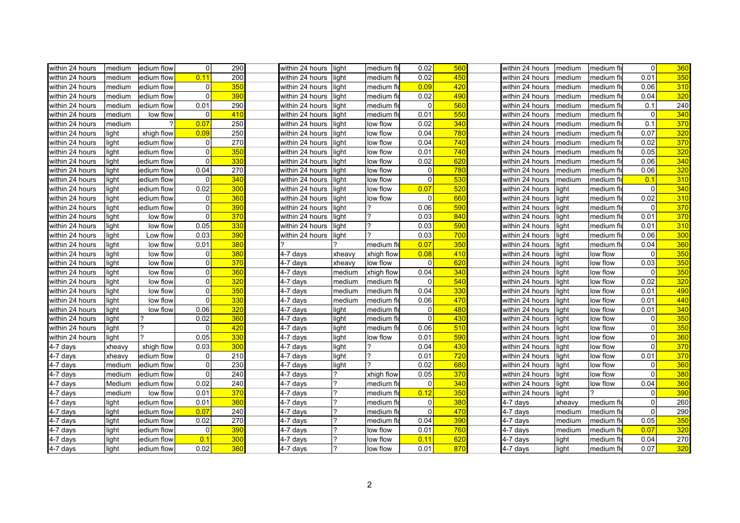| | | | | |
|---|---|---|---|---|
| within 24 hours | medium | edium flow | 0 | 290 |
| within 24 hours | medium | edium flow | 0.11 | 200 |
| within 24 hours | medium | edium flow | 0 | 350 |
| within 24 hours | medium | edium flow | 0 | 390 |
| within 24 hours | medium | edium flow | 0.01 | 290 |
| within 24 hours | medium | low flow | 0 | 410 |
| within 24 hours | medium | ? | 0.07 | 250 |
| within 24 hours | light | xhigh flow | 0.09 | 250 |
| within 24 hours | light | edium flow | 0 | 270 |
| within 24 hours | light | edium flow | 0 | 350 |
| within 24 hours | light | edium flow | 0 | 330 |
| within 24 hours | light | edium flow | 0.04 | 270 |
| within 24 hours | light | edium flow | 0 | 340 |
| within 24 hours | light | edium flow | 0.02 | 300 |
| within 24 hours | light | edium flow | 0 | 360 |
| within 24 hours | light | edium flow | 0 | 390 |
| within 24 hours | light | low flow | 0 | 370 |
| within 24 hours | light | low flow | 0.05 | 330 |
| within 24 hours | light | Low flow | 0.03 | 390 |
| within 24 hours | light | low flow | 0.01 | 380 |
| within 24 hours | light | low flow | 0 | 380 |
| within 24 hours | light | low flow | 0 | 370 |
| within 24 hours | light | low flow | 0 | 360 |
| within 24 hours | light | low flow | 0 | 320 |
| within 24 hours | light | low flow | 0 | 350 |
| within 24 hours | light | low flow | 0 | 330 |
| within 24 hours | light | low flow | 0.06 | 320 |
| within 24 hours | light | ? | 0.02 | 360 |
| within 24 hours | light | ? | 0 | 420 |
| within 24 hours | light | ? | 0.05 | 330 |
| 4-7 days | xheavy | xhigh flow | 0.03 | 300 |
| 4-7 days | xheavy | edium flow | 0 | 210 |
| 4-7 days | medium | edium flow | 0 | 230 |
| 4-7 days | medium | edium flow | 0 | 240 |
| 4-7 days | Medium | edium flow | 0.02 | 240 |
| 4-7 days | medium | low flow | 0.01 | 370 |
| 4-7 days | light | edium flow | 0.01 | 360 |
| 4-7 days | light | edium flow | 0.07 | 240 |
| 4-7 days | light | edium flow | 0.02 | 270 |
| 4-7 days | light | edium flow | 0 | 390 |
| 4-7 days | light | edium flow | 0.1 | 300 |
| 4-7 days | light | edium flow | 0.02 | 360 |

| | | | | |
|---|---|---|---|---|
| within 24 hours | light | medium flo | 0.02 | 560 |
| within 24 hours | light | medium flo | 0.02 | 450 |
| within 24 hours | light | medium flo | 0.09 | 420 |
| within 24 hours | light | medium flo | 0.02 | 490 |
| within 24 hours | light | medium flo | 0 | 560 |
| within 24 hours | light | medium flo | 0.01 | 550 |
| within 24 hours | light | low flow | 0.02 | 340 |
| within 24 hours | light | low flow | 0.04 | 780 |
| within 24 hours | light | low flow | 0.04 | 740 |
| within 24 hours | light | low flow | 0.01 | 740 |
| within 24 hours | light | low flow | 0.02 | 620 |
| within 24 hours | light | low flow | 0 | 780 |
| within 24 hours | light | low flow | 0 | 530 |
| within 24 hours | light | low flow | 0.07 | 520 |
| within 24 hours | light | low flow | 0 | 660 |
| within 24 hours | light | ? | 0.06 | 590 |
| within 24 hours | light | ? | 0.03 | 840 |
| within 24 hours | light | ? | 0.03 | 590 |
| within 24 hours | light | ? | 0.03 | 700 |
| ? | ? | medium flo | 0.07 | 350 |
| 4-7 days | xheavy | xhigh flow | 0.08 | 410 |
| 4-7 days | xheavy | low flow | 0 | 620 |
| 4-7 days | medium | xhigh flow | 0.04 | 340 |
| 4-7 days | medium | medium flo | 0 | 540 |
| 4-7 days | medium | medium flo | 0.04 | 330 |
| 4-7 days | medium | medium flo | 0.06 | 470 |
| 4-7 days | light | medium flo | 0 | 480 |
| 4-7 days | light | medium flo | 0 | 430 |
| 4-7 days | light | medium flo | 0.06 | 510 |
| 4-7 days | light | low flow | 0.01 | 590 |
| 4-7 days | light | ? | 0.04 | 430 |
| 4-7 days | light | ? | 0.01 | 720 |
| 4-7 days | light | ? | 0.02 | 680 |
| 4-7 days | ? | xhigh flow | 0.05 | 370 |
| 4-7 days | ? | medium flo | 0 | 340 |
| 4-7 days | ? | medium flo | 0.12 | 350 |
| 4-7 days | ? | medium flo | 0 | 380 |
| 4-7 days | ? | medium flo | 0 | 470 |
| 4-7 days | ? | medium flo | 0.04 | 390 |
| 4-7 days | ? | low flow | 0.01 | 760 |
| 4-7 days | ? | low flow | 0.11 | 620 |
| 4-7 days | ? | low flow | 0.01 | 870 |

| | | | | |
|---|---|---|---|---|
| within 24 hours | medium | medium flo | 0 | 360 |
| within 24 hours | medium | medium flo | 0.01 | 350 |
| within 24 hours | medium | medium flo | 0.06 | 310 |
| within 24 hours | medium | medium flo | 0.04 | 320 |
| within 24 hours | medium | medium flo | 0.1 | 240 |
| within 24 hours | medium | medium flo | 0 | 340 |
| within 24 hours | medium | medium flo | 0.1 | 370 |
| within 24 hours | medium | medium flo | 0.07 | 320 |
| within 24 hours | medium | medium flo | 0.02 | 370 |
| within 24 hours | medium | medium flo | 0.05 | 320 |
| within 24 hours | medium | medium flo | 0.06 | 340 |
| within 24 hours | medium | medium flo | 0.06 | 320 |
| within 24 hours | medium | medium flo | 0.1 | 310 |
| within 24 hours | light | medium flo | 0 | 340 |
| within 24 hours | light | medium flo | 0.02 | 310 |
| within 24 hours | light | medium flo | 0 | 370 |
| within 24 hours | light | medium flo | 0.01 | 370 |
| within 24 hours | light | medium flo | 0.01 | 310 |
| within 24 hours | light | medium flo | 0.06 | 300 |
| within 24 hours | light | medium flo | 0.04 | 360 |
| within 24 hours | light | low flow | 0 | 350 |
| within 24 hours | light | low flow | 0.03 | 350 |
| within 24 hours | light | low flow | 0 | 350 |
| within 24 hours | light | low flow | 0.02 | 320 |
| within 24 hours | light | low flow | 0.01 | 490 |
| within 24 hours | light | low flow | 0.01 | 440 |
| within 24 hours | light | low flow | 0.01 | 340 |
| within 24 hours | light | low flow | 0 | 350 |
| within 24 hours | light | low flow | 0 | 350 |
| within 24 hours | light | low flow | 0 | 360 |
| within 24 hours | light | low flow | 0 | 370 |
| within 24 hours | light | low flow | 0.01 | 370 |
| within 24 hours | light | low flow | 0 | 360 |
| within 24 hours | light | low flow | 0 | 380 |
| within 24 hours | light | low flow | 0.04 | 360 |
| within 24 hours | light | ? | 0 | 390 |
| 4-7 days | xheavy | medium flo | 0 | 260 |
| 4-7 days | medium | medium flo | 0 | 290 |
| 4-7 days | medium | medium flo | 0.05 | 350 |
| 4-7 days | medium | medium flo | 0.07 | 320 |
| 4-7 days | light | medium flo | 0.04 | 270 |
| 4-7 days | light | medium flo | 0.07 | 320 |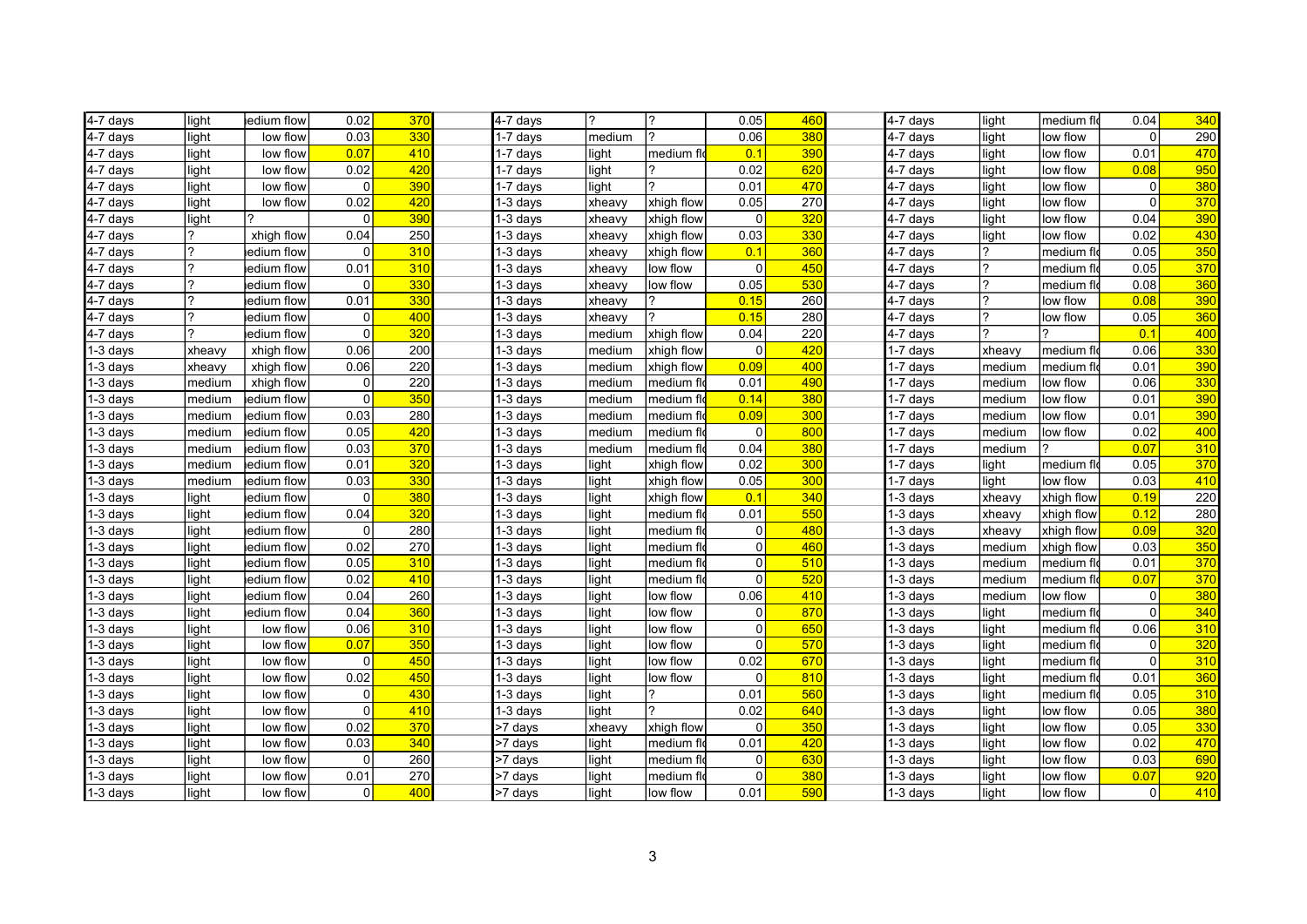| | | | | |
|---|---|---|---|---|
| 4-7 days | light | edium flow | 0.02 | 370 |
| 4-7 days | light | low flow | 0.03 | 330 |
| 4-7 days | light | low flow | 0.07 | 410 |
| 4-7 days | light | low flow | 0.02 | 420 |
| 4-7 days | light | low flow | 0 | 390 |
| 4-7 days | light | low flow | 0.02 | 420 |
| 4-7 days | light | ? | 0 | 390 |
| 4-7 days | ? | xhigh flow | 0.04 | 250 |
| 4-7 days | ? | edium flow | 0 | 310 |
| 4-7 days | ? | edium flow | 0.01 | 310 |
| 4-7 days | ? | edium flow | 0 | 330 |
| 4-7 days | ? | edium flow | 0.01 | 330 |
| 4-7 days | ? | edium flow | 0 | 400 |
| 4-7 days | ? | edium flow | 0 | 320 |
| 1-3 days | xheavy | xhigh flow | 0.06 | 200 |
| 1-3 days | xheavy | xhigh flow | 0.06 | 220 |
| 1-3 days | medium | xhigh flow | 0 | 220 |
| 1-3 days | medium | edium flow | 0 | 350 |
| 1-3 days | medium | edium flow | 0.03 | 280 |
| 1-3 days | medium | edium flow | 0.05 | 420 |
| 1-3 days | medium | edium flow | 0.03 | 370 |
| 1-3 days | medium | edium flow | 0.01 | 320 |
| 1-3 days | medium | edium flow | 0.03 | 330 |
| 1-3 days | light | edium flow | 0 | 380 |
| 1-3 days | light | edium flow | 0.04 | 320 |
| 1-3 days | light | edium flow | 0 | 280 |
| 1-3 days | light | edium flow | 0.02 | 270 |
| 1-3 days | light | edium flow | 0.05 | 310 |
| 1-3 days | light | edium flow | 0.02 | 410 |
| 1-3 days | light | edium flow | 0.04 | 260 |
| 1-3 days | light | edium flow | 0.04 | 360 |
| 1-3 days | light | low flow | 0.06 | 310 |
| 1-3 days | light | low flow | 0.07 | 350 |
| 1-3 days | light | low flow | 0 | 450 |
| 1-3 days | light | low flow | 0.02 | 450 |
| 1-3 days | light | low flow | 0 | 430 |
| 1-3 days | light | low flow | 0 | 410 |
| 1-3 days | light | low flow | 0.02 | 370 |
| 1-3 days | light | low flow | 0.03 | 340 |
| 1-3 days | light | low flow | 0 | 260 |
| 1-3 days | light | low flow | 0.01 | 270 |
| 1-3 days | light | low flow | 0 | 400 |

| | | | | |
|---|---|---|---|---|
| 4-7 days | ? | ? | 0.05 | 460 |
| 1-7 days | medium | ? | 0.06 | 380 |
| 1-7 days | light | medium flo | 0.1 | 390 |
| 1-7 days | light | ? | 0.02 | 620 |
| 1-7 days | light | ? | 0.01 | 470 |
| 1-3 days | xheavy | xhigh flow | 0.05 | 270 |
| 1-3 days | xheavy | xhigh flow | 0 | 320 |
| 1-3 days | xheavy | xhigh flow | 0.03 | 330 |
| 1-3 days | xheavy | xhigh flow | 0.1 | 360 |
| 1-3 days | xheavy | low flow | 0 | 450 |
| 1-3 days | xheavy | low flow | 0.05 | 530 |
| 1-3 days | xheavy | ? | 0.15 | 260 |
| 1-3 days | xheavy | ? | 0.15 | 280 |
| 1-3 days | medium | xhigh flow | 0.04 | 220 |
| 1-3 days | medium | xhigh flow | 0 | 420 |
| 1-3 days | medium | xhigh flow | 0.09 | 400 |
| 1-3 days | medium | medium flo | 0.01 | 490 |
| 1-3 days | medium | medium flo | 0.14 | 380 |
| 1-3 days | medium | medium flo | 0.09 | 300 |
| 1-3 days | medium | medium flo | 0 | 800 |
| 1-3 days | medium | medium flo | 0.04 | 380 |
| 1-3 days | light | xhigh flow | 0.02 | 300 |
| 1-3 days | light | xhigh flow | 0.05 | 300 |
| 1-3 days | light | xhigh flow | 0.1 | 340 |
| 1-3 days | light | medium flo | 0.01 | 550 |
| 1-3 days | light | medium flo | 0 | 480 |
| 1-3 days | light | medium flo | 0 | 460 |
| 1-3 days | light | medium flo | 0 | 510 |
| 1-3 days | light | medium flo | 0 | 520 |
| 1-3 days | light | low flow | 0.06 | 410 |
| 1-3 days | light | low flow | 0 | 870 |
| 1-3 days | light | low flow | 0 | 650 |
| 1-3 days | light | low flow | 0 | 570 |
| 1-3 days | light | low flow | 0.02 | 670 |
| 1-3 days | light | low flow | 0 | 810 |
| 1-3 days | light | ? | 0.01 | 560 |
| 1-3 days | light | ? | 0.02 | 640 |
| >7 days | xheavy | xhigh flow | 0 | 350 |
| >7 days | light | medium flo | 0.01 | 420 |
| >7 days | light | medium flo | 0 | 630 |
| >7 days | light | medium flo | 0 | 380 |
| >7 days | light | low flow | 0.01 | 590 |

| | | | | |
|---|---|---|---|---|
| 4-7 days | light | medium flo | 0.04 | 340 |
| 4-7 days | light | low flow | 0 | 290 |
| 4-7 days | light | low flow | 0.01 | 470 |
| 4-7 days | light | low flow | 0.08 | 950 |
| 4-7 days | light | low flow | 0 | 380 |
| 4-7 days | light | low flow | 0 | 370 |
| 4-7 days | light | low flow | 0.04 | 390 |
| 4-7 days | light | low flow | 0.02 | 430 |
| 4-7 days | ? | medium flo | 0.05 | 350 |
| 4-7 days | ? | medium flo | 0.05 | 370 |
| 4-7 days | ? | medium flo | 0.08 | 360 |
| 4-7 days | ? | low flow | 0.08 | 390 |
| 4-7 days | ? | low flow | 0.05 | 360 |
| 4-7 days | ? | ? | 0.1 | 400 |
| 1-7 days | xheavy | medium flo | 0.06 | 330 |
| 1-7 days | medium | medium flo | 0.01 | 390 |
| 1-7 days | medium | low flow | 0.06 | 330 |
| 1-7 days | medium | low flow | 0.01 | 390 |
| 1-7 days | medium | low flow | 0.01 | 390 |
| 1-7 days | medium | low flow | 0.02 | 400 |
| 1-7 days | medium | ? | 0.07 | 310 |
| 1-7 days | light | medium flo | 0.05 | 370 |
| 1-7 days | light | low flow | 0.03 | 410 |
| 1-3 days | xheavy | xhigh flow | 0.19 | 220 |
| 1-3 days | xheavy | xhigh flow | 0.12 | 280 |
| 1-3 days | xheavy | xhigh flow | 0.09 | 320 |
| 1-3 days | medium | xhigh flow | 0.03 | 350 |
| 1-3 days | medium | medium flo | 0.01 | 370 |
| 1-3 days | medium | medium flo | 0.07 | 370 |
| 1-3 days | medium | low flow | 0 | 380 |
| 1-3 days | light | medium flo | 0 | 340 |
| 1-3 days | light | medium flo | 0.06 | 310 |
| 1-3 days | light | medium flo | 0 | 320 |
| 1-3 days | light | medium flo | 0 | 310 |
| 1-3 days | light | medium flo | 0.01 | 360 |
| 1-3 days | light | medium flo | 0.05 | 310 |
| 1-3 days | light | low flow | 0.05 | 380 |
| 1-3 days | light | low flow | 0.05 | 330 |
| 1-3 days | light | low flow | 0.02 | 470 |
| 1-3 days | light | low flow | 0.03 | 690 |
| 1-3 days | light | low flow | 0.07 | 920 |
| 1-3 days | light | low flow | 0 | 410 |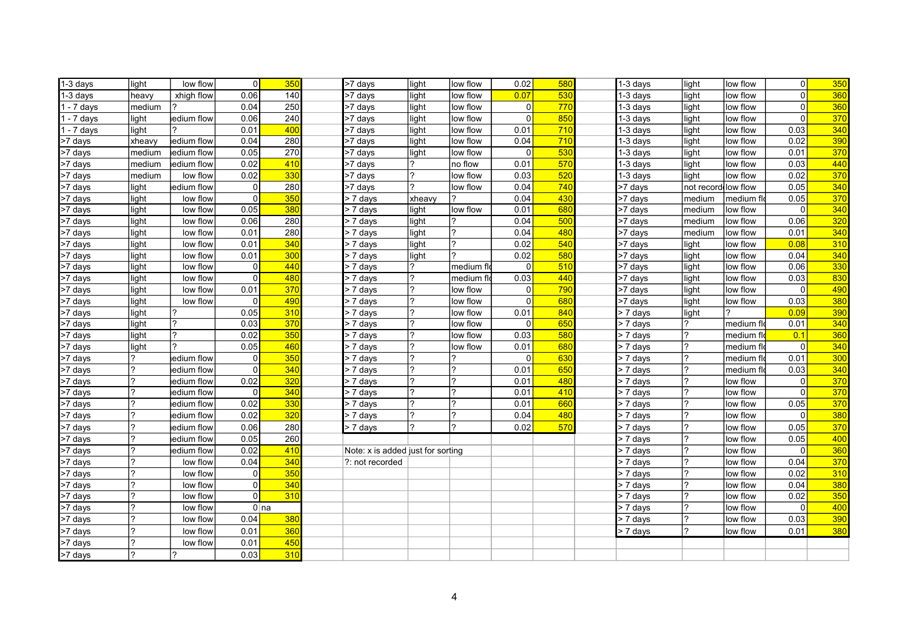| | | | | |
|---|---|---|---|---|
| 1-3 days | light | low flow | 0 | 350 |
| 1-3 days | heavy | xhigh flow | 0.06 | 140 |
| 1 - 7 days | medium | ? | 0.04 | 250 |
| 1 - 7 days | light | edium flow | 0.06 | 240 |
| 1 - 7 days | light | ? | 0.01 | 400 |
| >7 days | xheavy | edium flow | 0.04 | 280 |
| >7 days | medium | edium flow | 0.05 | 270 |
| >7 days | medium | edium flow | 0.02 | 410 |
| >7 days | medium | low flow | 0.02 | 330 |
| >7 days | light | edium flow | 0 | 280 |
| >7 days | light | low flow | 0 | 350 |
| >7 days | light | low flow | 0.05 | 380 |
| >7 days | light | low flow | 0.06 | 280 |
| >7 days | light | low flow | 0.01 | 280 |
| >7 days | light | low flow | 0.01 | 340 |
| >7 days | light | low flow | 0.01 | 300 |
| >7 days | light | low flow | 0 | 440 |
| >7 days | light | low flow | 0 | 480 |
| >7 days | light | low flow | 0.01 | 370 |
| >7 days | light | low flow | 0 | 490 |
| >7 days | light | ? | 0.05 | 310 |
| >7 days | light | ? | 0.03 | 370 |
| >7 days | light | ? | 0.02 | 350 |
| >7 days | light | ? | 0.05 | 460 |
| >7 days | ? | edium flow | 0 | 350 |
| >7 days | ? | edium flow | 0 | 340 |
| >7 days | ? | edium flow | 0.02 | 320 |
| >7 days | ? | edium flow | 0 | 340 |
| >7 days | ? | edium flow | 0.02 | 330 |
| >7 days | ? | edium flow | 0.02 | 320 |
| >7 days | ? | edium flow | 0.06 | 280 |
| >7 days | ? | edium flow | 0.05 | 260 |
| >7 days | ? | edium flow | 0.02 | 410 |
| >7 days | ? | low flow | 0.04 | 340 |
| >7 days | ? | low flow | 0 | 350 |
| >7 days | ? | low flow | 0 | 340 |
| >7 days | ? | low flow | 0 | 310 |
| >7 days | ? | low flow | 0 | na |
| >7 days | ? | low flow | 0.04 | 380 |
| >7 days | ? | low flow | 0.01 | 360 |
| >7 days | ? | low flow | 0.01 | 450 |
| >7 days | ? | ? | 0.03 | 310 |

| | | | | |
|---|---|---|---|---|
| >7 days | light | low flow | 0.02 | 580 |
| >7 days | light | low flow | 0.07 | 530 |
| >7 days | light | low flow | 0 | 770 |
| >7 days | light | low flow | 0 | 850 |
| >7 days | light | low flow | 0.01 | 710 |
| >7 days | light | low flow | 0.04 | 710 |
| >7 days | light | low flow | 0 | 530 |
| >7 days | ? | no flow | 0.01 | 570 |
| >7 days | ? | low flow | 0.03 | 520 |
| >7 days | ? | low flow | 0.04 | 740 |
| > 7 days | xheavy | ? | 0.04 | 430 |
| > 7 days | light | low flow | 0.01 | 680 |
| > 7 days | light | ? | 0.04 | 500 |
| > 7 days | light | ? | 0.04 | 480 |
| > 7 days | light | ? | 0.02 | 540 |
| > 7 days | light | ? | 0.02 | 580 |
| > 7 days | ? | medium flo | 0 | 510 |
| > 7 days | ? | medium flo | 0.03 | 440 |
| > 7 days | ? | low flow | 0 | 790 |
| > 7 days | ? | low flow | 0 | 680 |
| > 7 days | ? | low flow | 0.01 | 840 |
| > 7 days | ? | low flow | 0 | 650 |
| > 7 days | ? | low flow | 0.03 | 580 |
| > 7 days | ? | low flow | 0.01 | 680 |
| > 7 days | ? | ? | 0 | 630 |
| > 7 days | ? | ? | 0.01 | 650 |
| > 7 days | ? | ? | 0.01 | 480 |
| > 7 days | ? | ? | 0.01 | 410 |
| > 7 days | ? | ? | 0.01 | 660 |
| > 7 days | ? | ? | 0.04 | 480 |
| > 7 days | ? | ? | 0.02 | 570 |

Note: x is added just for sorting

?: not recorded

| | | | | |
|---|---|---|---|---|
| 1-3 days | light | low flow | 0 | 350 |
| 1-3 days | light | low flow | 0 | 360 |
| 1-3 days | light | low flow | 0 | 360 |
| 1-3 days | light | low flow | 0 | 370 |
| 1-3 days | light | low flow | 0.03 | 340 |
| 1-3 days | light | low flow | 0.02 | 390 |
| 1-3 days | light | low flow | 0.01 | 370 |
| 1-3 days | light | low flow | 0.03 | 440 |
| 1-3 days | light | low flow | 0.02 | 370 |
| >7 days | not record | low flow | 0.05 | 340 |
| >7 days | medium | medium flo | 0.05 | 370 |
| >7 days | medium | low flow | 0 | 340 |
| >7 days | medium | low flow | 0.06 | 320 |
| >7 days | medium | low flow | 0.01 | 340 |
| >7 days | light | low flow | 0.08 | 310 |
| >7 days | light | low flow | 0.04 | 340 |
| >7 days | light | low flow | 0.06 | 330 |
| >7 days | light | low flow | 0.03 | 830 |
| >7 days | light | low flow | 0 | 490 |
| >7 days | light | low flow | 0.03 | 380 |
| > 7 days | light | ? | 0.09 | 390 |
| > 7 days | ? | medium flo | 0.01 | 340 |
| > 7 days | ? | medium flo | 0.1 | 360 |
| > 7 days | ? | medium flo | 0 | 340 |
| > 7 days | ? | medium flo | 0.01 | 300 |
| > 7 days | ? | medium flo | 0.03 | 340 |
| > 7 days | ? | low flow | 0 | 370 |
| > 7 days | ? | low flow | 0 | 370 |
| > 7 days | ? | low flow | 0.05 | 370 |
| > 7 days | ? | low flow | 0 | 380 |
| > 7 days | ? | low flow | 0.05 | 370 |
| > 7 days | ? | low flow | 0.05 | 400 |
| > 7 days | ? | low flow | 0 | 360 |
| > 7 days | ? | low flow | 0.04 | 370 |
| > 7 days | ? | low flow | 0.02 | 310 |
| > 7 days | ? | low flow | 0.04 | 380 |
| > 7 days | ? | low flow | 0.02 | 350 |
| > 7 days | ? | low flow | 0 | 400 |
| > 7 days | ? | low flow | 0.03 | 390 |
| > 7 days | ? | low flow | 0.01 | 380 |